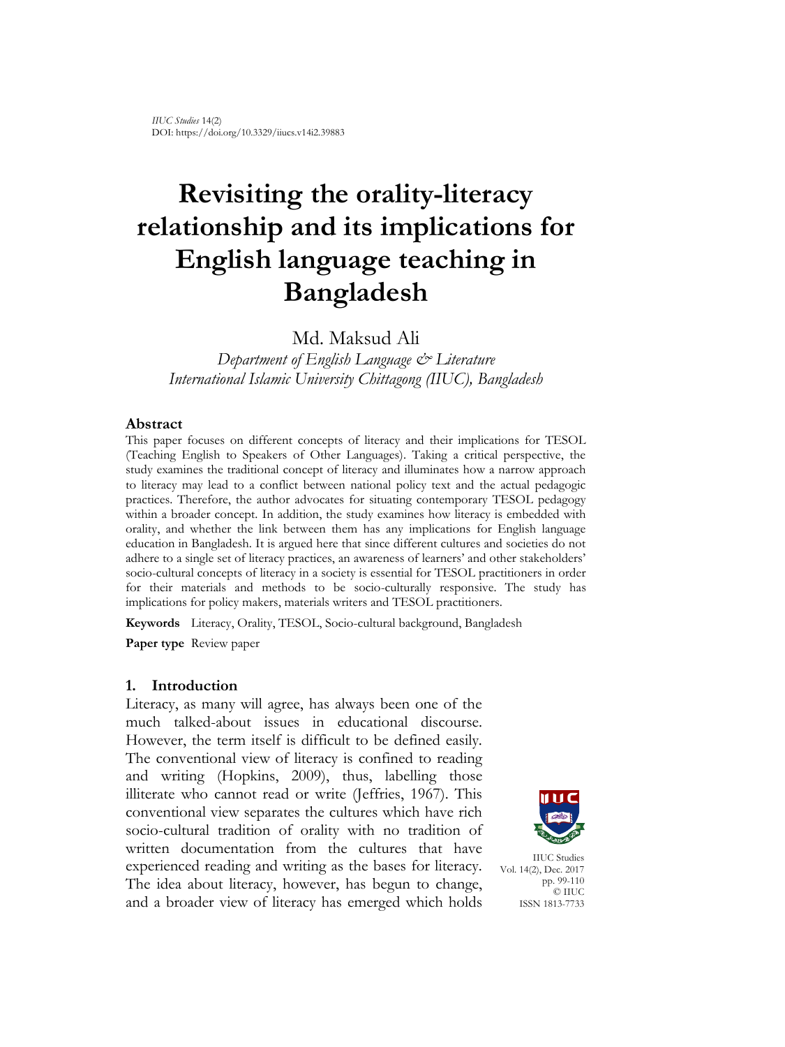*IIUC Studies* 14(2)
DOI: https://doi.org/10.3329/iiucs.v14i2.39883

# Revisiting the orality-literacy relationship and its implications for English language teaching in Bangladesh

Md. Maksud Ali

*Department of English Language & Literature*
*International Islamic University Chittagong (IIUC), Bangladesh*

### Abstract

This paper focuses on different concepts of literacy and their implications for TESOL (Teaching English to Speakers of Other Languages). Taking a critical perspective, the study examines the traditional concept of literacy and illuminates how a narrow approach to literacy may lead to a conflict between national policy text and the actual pedagogic practices. Therefore, the author advocates for situating contemporary TESOL pedagogy within a broader concept. In addition, the study examines how literacy is embedded with orality, and whether the link between them has any implications for English language education in Bangladesh. It is argued here that since different cultures and societies do not adhere to a single set of literacy practices, an awareness of learners' and other stakeholders' socio-cultural concepts of literacy in a society is essential for TESOL practitioners in order for their materials and methods to be socio-culturally responsive. The study has implications for policy makers, materials writers and TESOL practitioners.

**Keywords** Literacy, Orality, TESOL, Socio-cultural background, Bangladesh

**Paper type** Review paper

## 1. Introduction

Literacy, as many will agree, has always been one of the much talked-about issues in educational discourse. However, the term itself is difficult to be defined easily. The conventional view of literacy is confined to reading and writing (Hopkins, 2009), thus, labelling those illiterate who cannot read or write (Jeffries, 1967). This conventional view separates the cultures which have rich socio-cultural tradition of orality with no tradition of written documentation from the cultures that have experienced reading and writing as the bases for literacy. The idea about literacy, however, has begun to change, and a broader view of literacy has emerged which holds

IIUC Studies
Vol. 14(2), Dec. 2017
pp. 99-110
© IIUC
ISSN 1813-7733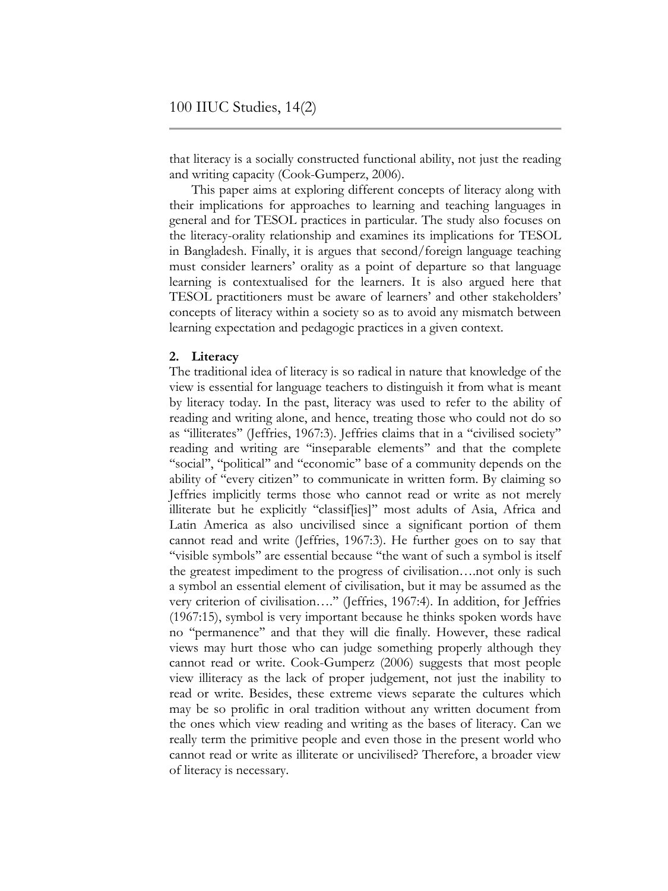that literacy is a socially constructed functional ability, not just the reading and writing capacity (Cook-Gumperz, 2006).

This paper aims at exploring different concepts of literacy along with their implications for approaches to learning and teaching languages in general and for TESOL practices in particular. The study also focuses on the literacy-orality relationship and examines its implications for TESOL in Bangladesh. Finally, it is argues that second/foreign language teaching must consider learners' orality as a point of departure so that language learning is contextualised for the learners. It is also argued here that TESOL practitioners must be aware of learners' and other stakeholders' concepts of literacy within a society so as to avoid any mismatch between learning expectation and pedagogic practices in a given context.

## 2. Literacy

The traditional idea of literacy is so radical in nature that knowledge of the view is essential for language teachers to distinguish it from what is meant by literacy today. In the past, literacy was used to refer to the ability of reading and writing alone, and hence, treating those who could not do so as "illiterates" (Jeffries, 1967:3). Jeffries claims that in a "civilised society" reading and writing are "inseparable elements" and that the complete "social", "political" and "economic" base of a community depends on the ability of "every citizen" to communicate in written form. By claiming so Jeffries implicitly terms those who cannot read or write as not merely illiterate but he explicitly "classif[ies]" most adults of Asia, Africa and Latin America as also uncivilised since a significant portion of them cannot read and write (Jeffries, 1967:3). He further goes on to say that "visible symbols" are essential because "the want of such a symbol is itself the greatest impediment to the progress of civilisation….not only is such a symbol an essential element of civilisation, but it may be assumed as the very criterion of civilisation…." (Jeffries, 1967:4). In addition, for Jeffries (1967:15), symbol is very important because he thinks spoken words have no "permanence" and that they will die finally. However, these radical views may hurt those who can judge something properly although they cannot read or write. Cook-Gumperz (2006) suggests that most people view illiteracy as the lack of proper judgement, not just the inability to read or write. Besides, these extreme views separate the cultures which may be so prolific in oral tradition without any written document from the ones which view reading and writing as the bases of literacy. Can we really term the primitive people and even those in the present world who cannot read or write as illiterate or uncivilised? Therefore, a broader view of literacy is necessary.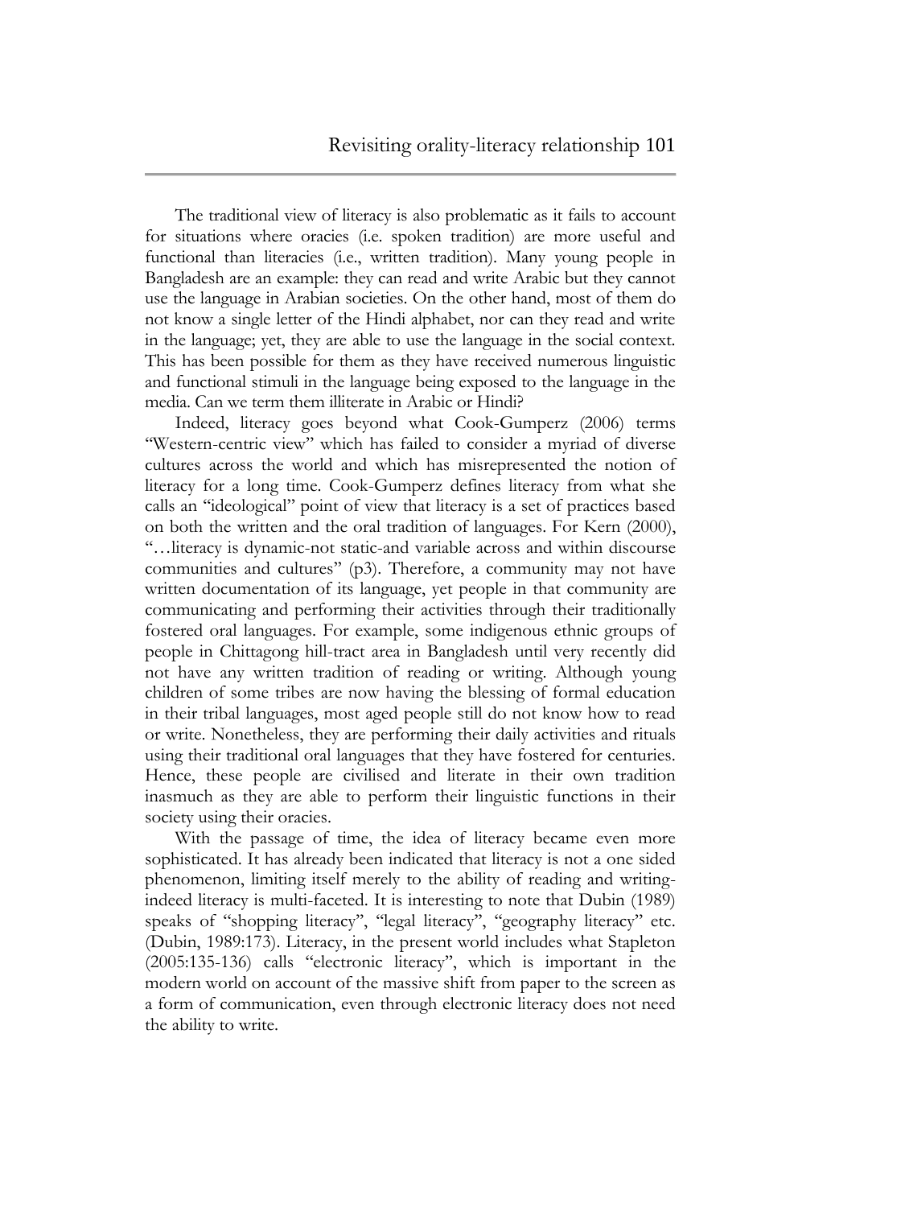The traditional view of literacy is also problematic as it fails to account for situations where oracies (i.e. spoken tradition) are more useful and functional than literacies (i.e., written tradition). Many young people in Bangladesh are an example: they can read and write Arabic but they cannot use the language in Arabian societies. On the other hand, most of them do not know a single letter of the Hindi alphabet, nor can they read and write in the language; yet, they are able to use the language in the social context. This has been possible for them as they have received numerous linguistic and functional stimuli in the language being exposed to the language in the media. Can we term them illiterate in Arabic or Hindi?

Indeed, literacy goes beyond what Cook-Gumperz (2006) terms "Western-centric view" which has failed to consider a myriad of diverse cultures across the world and which has misrepresented the notion of literacy for a long time. Cook-Gumperz defines literacy from what she calls an "ideological" point of view that literacy is a set of practices based on both the written and the oral tradition of languages. For Kern (2000), "…literacy is dynamic-not static-and variable across and within discourse communities and cultures" (p3). Therefore, a community may not have written documentation of its language, yet people in that community are communicating and performing their activities through their traditionally fostered oral languages. For example, some indigenous ethnic groups of people in Chittagong hill-tract area in Bangladesh until very recently did not have any written tradition of reading or writing. Although young children of some tribes are now having the blessing of formal education in their tribal languages, most aged people still do not know how to read or write. Nonetheless, they are performing their daily activities and rituals using their traditional oral languages that they have fostered for centuries. Hence, these people are civilised and literate in their own tradition inasmuch as they are able to perform their linguistic functions in their society using their oracies.

With the passage of time, the idea of literacy became even more sophisticated. It has already been indicated that literacy is not a one sided phenomenon, limiting itself merely to the ability of reading and writing- indeed literacy is multi-faceted. It is interesting to note that Dubin (1989) speaks of "shopping literacy", "legal literacy", "geography literacy" etc. (Dubin, 1989:173). Literacy, in the present world includes what Stapleton (2005:135-136) calls "electronic literacy", which is important in the modern world on account of the massive shift from paper to the screen as a form of communication, even through electronic literacy does not need the ability to write.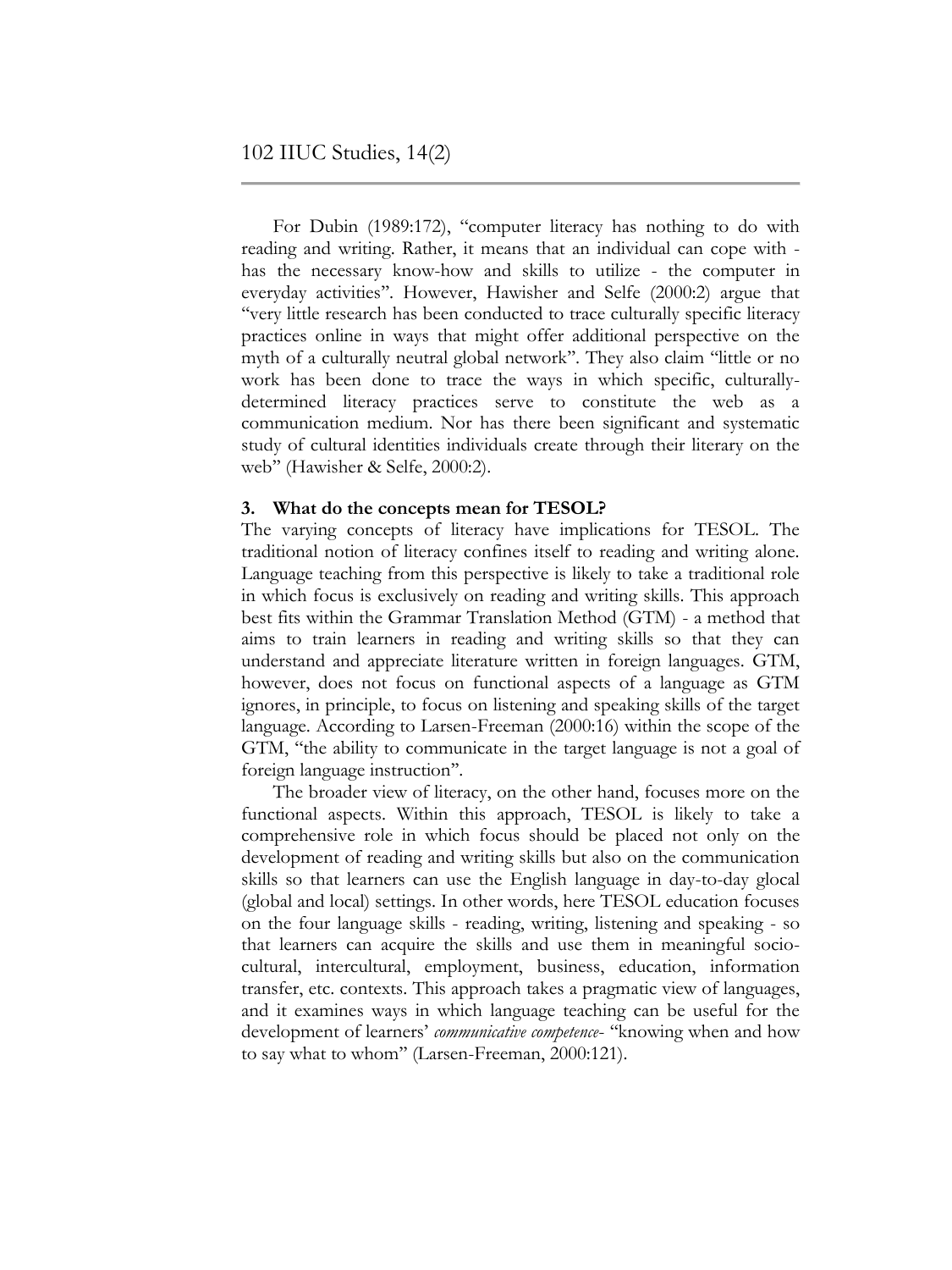For Dubin (1989:172), "computer literacy has nothing to do with reading and writing. Rather, it means that an individual can cope with - has the necessary know-how and skills to utilize - the computer in everyday activities". However, Hawisher and Selfe (2000:2) argue that "very little research has been conducted to trace culturally specific literacy practices online in ways that might offer additional perspective on the myth of a culturally neutral global network". They also claim "little or no work has been done to trace the ways in which specific, culturally-determined literacy practices serve to constitute the web as a communication medium. Nor has there been significant and systematic study of cultural identities individuals create through their literary on the web" (Hawisher & Selfe, 2000:2).

### 3. What do the concepts mean for TESOL?

The varying concepts of literacy have implications for TESOL. The traditional notion of literacy confines itself to reading and writing alone. Language teaching from this perspective is likely to take a traditional role in which focus is exclusively on reading and writing skills. This approach best fits within the Grammar Translation Method (GTM) - a method that aims to train learners in reading and writing skills so that they can understand and appreciate literature written in foreign languages. GTM, however, does not focus on functional aspects of a language as GTM ignores, in principle, to focus on listening and speaking skills of the target language. According to Larsen-Freeman (2000:16) within the scope of the GTM, "the ability to communicate in the target language is not a goal of foreign language instruction".

The broader view of literacy, on the other hand, focuses more on the functional aspects. Within this approach, TESOL is likely to take a comprehensive role in which focus should be placed not only on the development of reading and writing skills but also on the communication skills so that learners can use the English language in day-to-day glocal (global and local) settings. In other words, here TESOL education focuses on the four language skills - reading, writing, listening and speaking - so that learners can acquire the skills and use them in meaningful socio-cultural, intercultural, employment, business, education, information transfer, etc. contexts. This approach takes a pragmatic view of languages, and it examines ways in which language teaching can be useful for the development of learners' *communicative competence*- "knowing when and how to say what to whom" (Larsen-Freeman, 2000:121).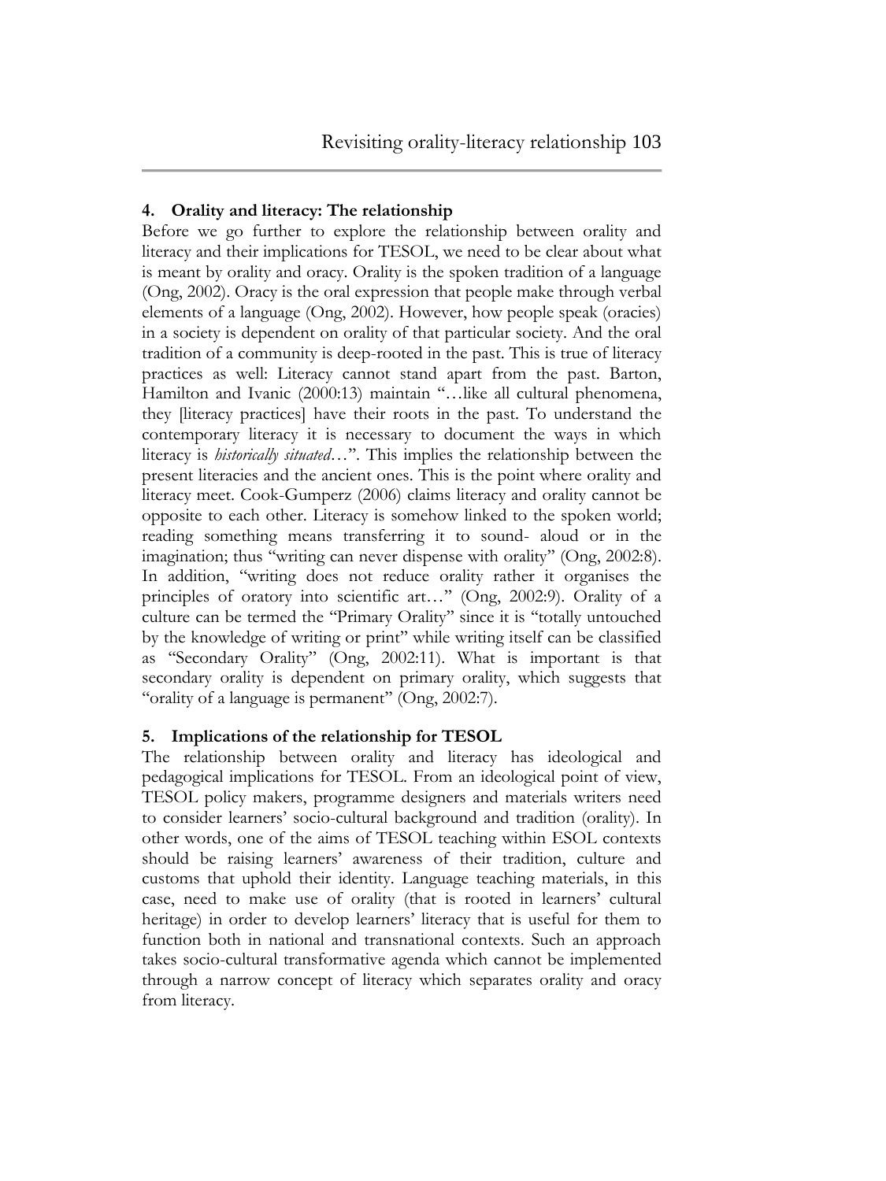## 4. Orality and literacy: The relationship

Before we go further to explore the relationship between orality and literacy and their implications for TESOL, we need to be clear about what is meant by orality and oracy. Orality is the spoken tradition of a language (Ong, 2002). Oracy is the oral expression that people make through verbal elements of a language (Ong, 2002). However, how people speak (oracies) in a society is dependent on orality of that particular society. And the oral tradition of a community is deep-rooted in the past. This is true of literacy practices as well: Literacy cannot stand apart from the past. Barton, Hamilton and Ivanic (2000:13) maintain "…like all cultural phenomena, they [literacy practices] have their roots in the past. To understand the contemporary literacy it is necessary to document the ways in which literacy is *historically situated*…". This implies the relationship between the present literacies and the ancient ones. This is the point where orality and literacy meet. Cook-Gumperz (2006) claims literacy and orality cannot be opposite to each other. Literacy is somehow linked to the spoken world; reading something means transferring it to sound- aloud or in the imagination; thus "writing can never dispense with orality" (Ong, 2002:8). In addition, "writing does not reduce orality rather it organises the principles of oratory into scientific art…" (Ong, 2002:9). Orality of a culture can be termed the "Primary Orality" since it is "totally untouched by the knowledge of writing or print" while writing itself can be classified as "Secondary Orality" (Ong, 2002:11). What is important is that secondary orality is dependent on primary orality, which suggests that "orality of a language is permanent" (Ong, 2002:7).

## 5. Implications of the relationship for TESOL

The relationship between orality and literacy has ideological and pedagogical implications for TESOL. From an ideological point of view, TESOL policy makers, programme designers and materials writers need to consider learners' socio-cultural background and tradition (orality). In other words, one of the aims of TESOL teaching within ESOL contexts should be raising learners' awareness of their tradition, culture and customs that uphold their identity. Language teaching materials, in this case, need to make use of orality (that is rooted in learners' cultural heritage) in order to develop learners' literacy that is useful for them to function both in national and transnational contexts. Such an approach takes socio-cultural transformative agenda which cannot be implemented through a narrow concept of literacy which separates orality and oracy from literacy.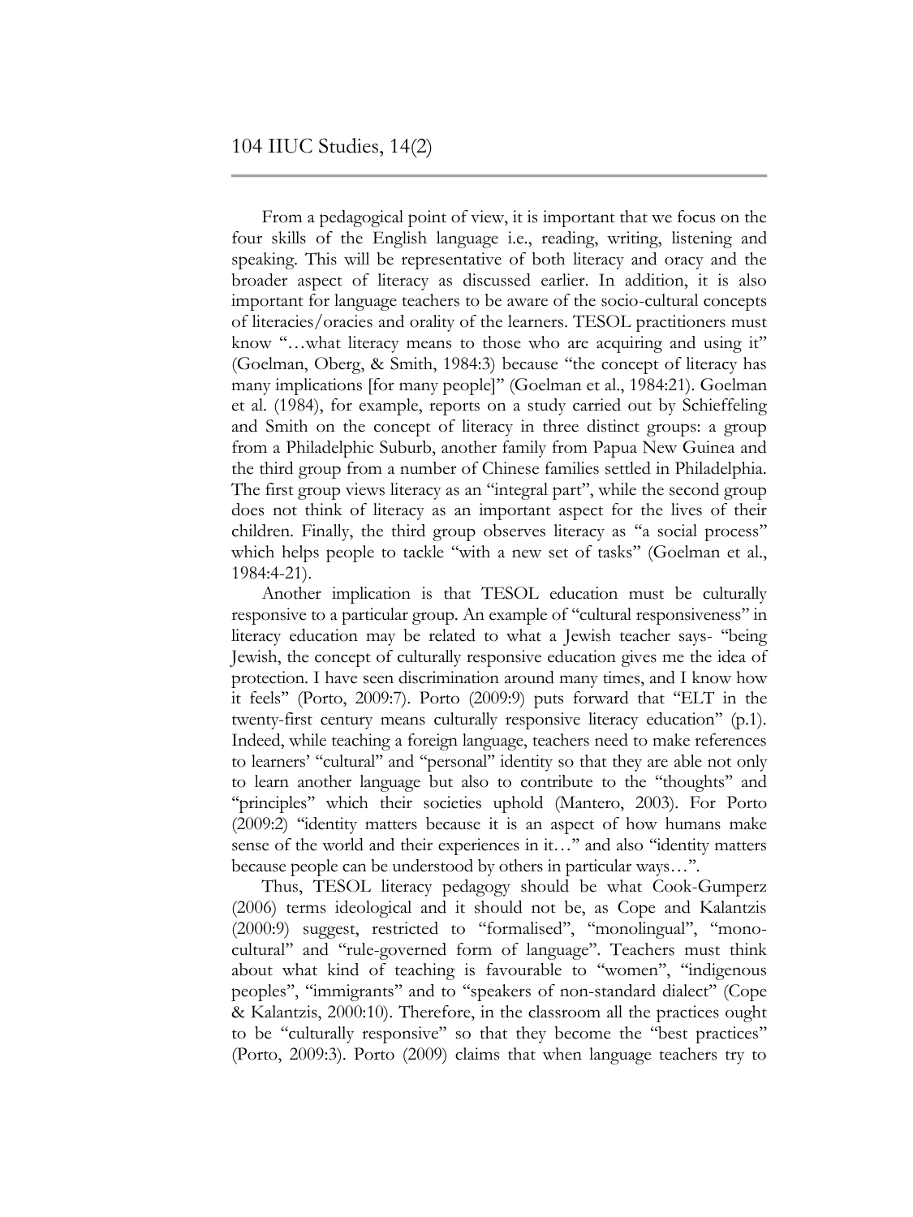From a pedagogical point of view, it is important that we focus on the four skills of the English language i.e., reading, writing, listening and speaking. This will be representative of both literacy and oracy and the broader aspect of literacy as discussed earlier. In addition, it is also important for language teachers to be aware of the socio-cultural concepts of literacies/oracies and orality of the learners. TESOL practitioners must know "…what literacy means to those who are acquiring and using it" (Goelman, Oberg, & Smith, 1984:3) because "the concept of literacy has many implications [for many people]" (Goelman et al., 1984:21). Goelman et al. (1984), for example, reports on a study carried out by Schieffeling and Smith on the concept of literacy in three distinct groups: a group from a Philadelphic Suburb, another family from Papua New Guinea and the third group from a number of Chinese families settled in Philadelphia. The first group views literacy as an "integral part", while the second group does not think of literacy as an important aspect for the lives of their children. Finally, the third group observes literacy as "a social process" which helps people to tackle "with a new set of tasks" (Goelman et al., 1984:4-21).

Another implication is that TESOL education must be culturally responsive to a particular group. An example of "cultural responsiveness" in literacy education may be related to what a Jewish teacher says- "being Jewish, the concept of culturally responsive education gives me the idea of protection. I have seen discrimination around many times, and I know how it feels" (Porto, 2009:7). Porto (2009:9) puts forward that "ELT in the twenty-first century means culturally responsive literacy education" (p.1). Indeed, while teaching a foreign language, teachers need to make references to learners' "cultural" and "personal" identity so that they are able not only to learn another language but also to contribute to the "thoughts" and "principles" which their societies uphold (Mantero, 2003). For Porto (2009:2) "identity matters because it is an aspect of how humans make sense of the world and their experiences in it…" and also "identity matters because people can be understood by others in particular ways…".

Thus, TESOL literacy pedagogy should be what Cook-Gumperz (2006) terms ideological and it should not be, as Cope and Kalantzis (2000:9) suggest, restricted to "formalised", "monolingual", "mono-cultural" and "rule-governed form of language". Teachers must think about what kind of teaching is favourable to "women", "indigenous peoples", "immigrants" and to "speakers of non-standard dialect" (Cope & Kalantzis, 2000:10). Therefore, in the classroom all the practices ought to be "culturally responsive" so that they become the "best practices" (Porto, 2009:3). Porto (2009) claims that when language teachers try to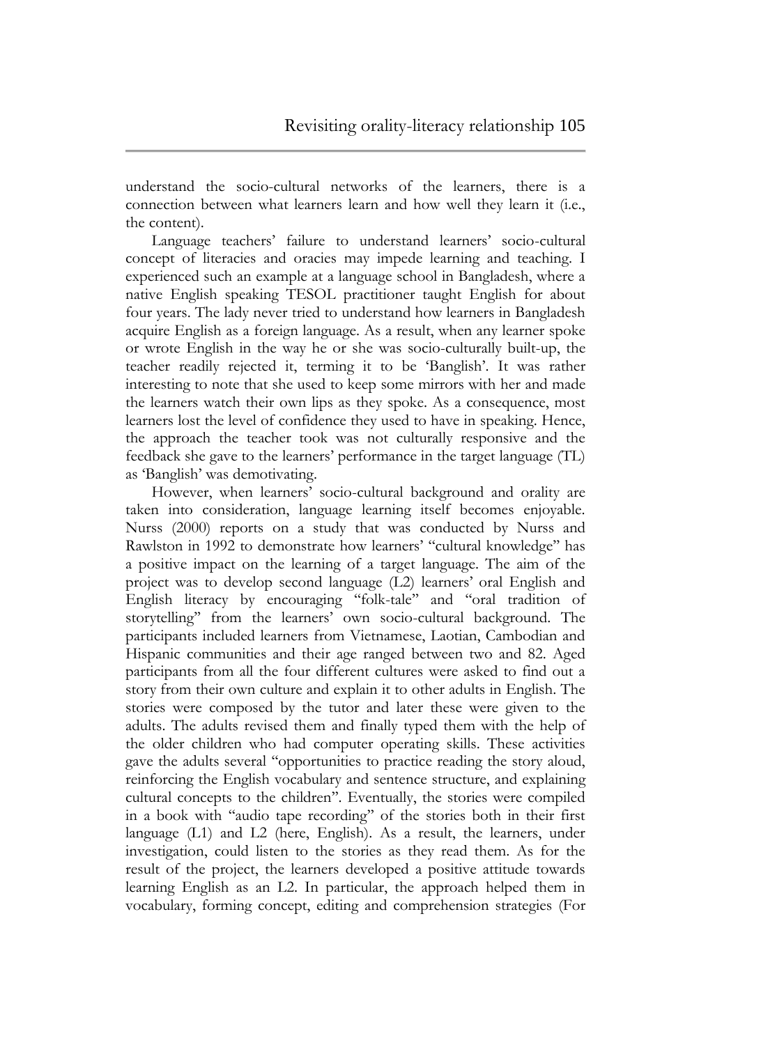understand the socio-cultural networks of the learners, there is a connection between what learners learn and how well they learn it (i.e., the content).

Language teachers' failure to understand learners' socio-cultural concept of literacies and oracies may impede learning and teaching. I experienced such an example at a language school in Bangladesh, where a native English speaking TESOL practitioner taught English for about four years. The lady never tried to understand how learners in Bangladesh acquire English as a foreign language. As a result, when any learner spoke or wrote English in the way he or she was socio-culturally built-up, the teacher readily rejected it, terming it to be 'Banglish'. It was rather interesting to note that she used to keep some mirrors with her and made the learners watch their own lips as they spoke. As a consequence, most learners lost the level of confidence they used to have in speaking. Hence, the approach the teacher took was not culturally responsive and the feedback she gave to the learners' performance in the target language (TL) as 'Banglish' was demotivating.

However, when learners' socio-cultural background and orality are taken into consideration, language learning itself becomes enjoyable. Nurss (2000) reports on a study that was conducted by Nurss and Rawlston in 1992 to demonstrate how learners' "cultural knowledge" has a positive impact on the learning of a target language. The aim of the project was to develop second language (L2) learners' oral English and English literacy by encouraging "folk-tale" and "oral tradition of storytelling" from the learners' own socio-cultural background. The participants included learners from Vietnamese, Laotian, Cambodian and Hispanic communities and their age ranged between two and 82. Aged participants from all the four different cultures were asked to find out a story from their own culture and explain it to other adults in English. The stories were composed by the tutor and later these were given to the adults. The adults revised them and finally typed them with the help of the older children who had computer operating skills. These activities gave the adults several "opportunities to practice reading the story aloud, reinforcing the English vocabulary and sentence structure, and explaining cultural concepts to the children". Eventually, the stories were compiled in a book with "audio tape recording" of the stories both in their first language (L1) and L2 (here, English). As a result, the learners, under investigation, could listen to the stories as they read them. As for the result of the project, the learners developed a positive attitude towards learning English as an L2. In particular, the approach helped them in vocabulary, forming concept, editing and comprehension strategies (For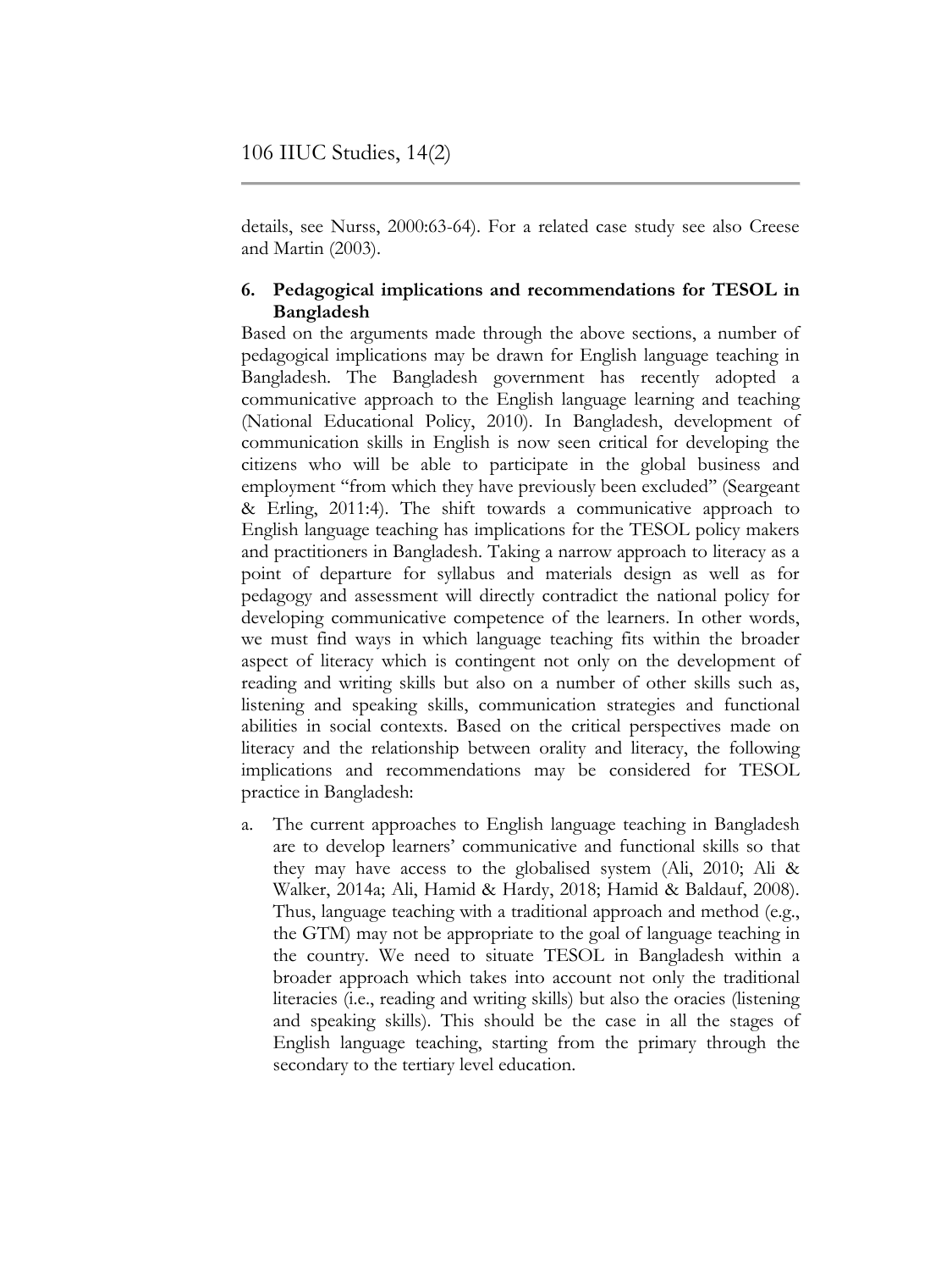details, see Nurss, 2000:63-64). For a related case study see also Creese and Martin (2003).

## 6. Pedagogical implications and recommendations for TESOL in Bangladesh

Based on the arguments made through the above sections, a number of pedagogical implications may be drawn for English language teaching in Bangladesh. The Bangladesh government has recently adopted a communicative approach to the English language learning and teaching (National Educational Policy, 2010). In Bangladesh, development of communication skills in English is now seen critical for developing the citizens who will be able to participate in the global business and employment "from which they have previously been excluded" (Seargeant & Erling, 2011:4). The shift towards a communicative approach to English language teaching has implications for the TESOL policy makers and practitioners in Bangladesh. Taking a narrow approach to literacy as a point of departure for syllabus and materials design as well as for pedagogy and assessment will directly contradict the national policy for developing communicative competence of the learners. In other words, we must find ways in which language teaching fits within the broader aspect of literacy which is contingent not only on the development of reading and writing skills but also on a number of other skills such as, listening and speaking skills, communication strategies and functional abilities in social contexts. Based on the critical perspectives made on literacy and the relationship between orality and literacy, the following implications and recommendations may be considered for TESOL practice in Bangladesh:

a. The current approaches to English language teaching in Bangladesh are to develop learners' communicative and functional skills so that they may have access to the globalised system (Ali, 2010; Ali & Walker, 2014a; Ali, Hamid & Hardy, 2018; Hamid & Baldauf, 2008). Thus, language teaching with a traditional approach and method (e.g., the GTM) may not be appropriate to the goal of language teaching in the country. We need to situate TESOL in Bangladesh within a broader approach which takes into account not only the traditional literacies (i.e., reading and writing skills) but also the oracies (listening and speaking skills). This should be the case in all the stages of English language teaching, starting from the primary through the secondary to the tertiary level education.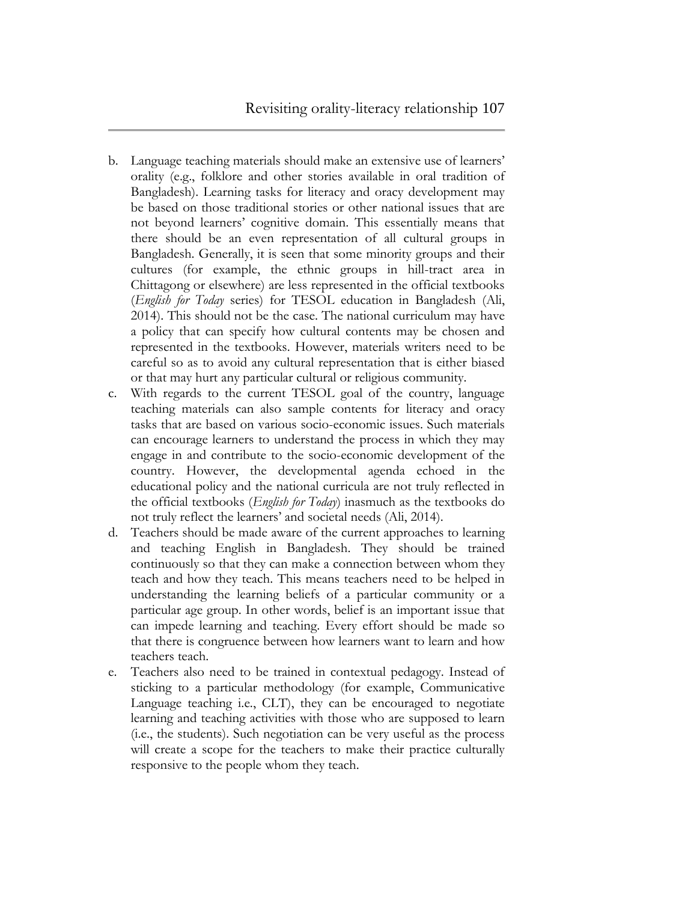b. Language teaching materials should make an extensive use of learners' orality (e.g., folklore and other stories available in oral tradition of Bangladesh). Learning tasks for literacy and oracy development may be based on those traditional stories or other national issues that are not beyond learners' cognitive domain. This essentially means that there should be an even representation of all cultural groups in Bangladesh. Generally, it is seen that some minority groups and their cultures (for example, the ethnic groups in hill-tract area in Chittagong or elsewhere) are less represented in the official textbooks (*English for Today* series) for TESOL education in Bangladesh (Ali, 2014). This should not be the case. The national curriculum may have a policy that can specify how cultural contents may be chosen and represented in the textbooks. However, materials writers need to be careful so as to avoid any cultural representation that is either biased or that may hurt any particular cultural or religious community.
c. With regards to the current TESOL goal of the country, language teaching materials can also sample contents for literacy and oracy tasks that are based on various socio-economic issues. Such materials can encourage learners to understand the process in which they may engage in and contribute to the socio-economic development of the country. However, the developmental agenda echoed in the educational policy and the national curricula are not truly reflected in the official textbooks (*English for Today*) inasmuch as the textbooks do not truly reflect the learners' and societal needs (Ali, 2014).
d. Teachers should be made aware of the current approaches to learning and teaching English in Bangladesh. They should be trained continuously so that they can make a connection between whom they teach and how they teach. This means teachers need to be helped in understanding the learning beliefs of a particular community or a particular age group. In other words, belief is an important issue that can impede learning and teaching. Every effort should be made so that there is congruence between how learners want to learn and how teachers teach.
e. Teachers also need to be trained in contextual pedagogy. Instead of sticking to a particular methodology (for example, Communicative Language teaching i.e., CLT), they can be encouraged to negotiate learning and teaching activities with those who are supposed to learn (i.e., the students). Such negotiation can be very useful as the process will create a scope for the teachers to make their practice culturally responsive to the people whom they teach.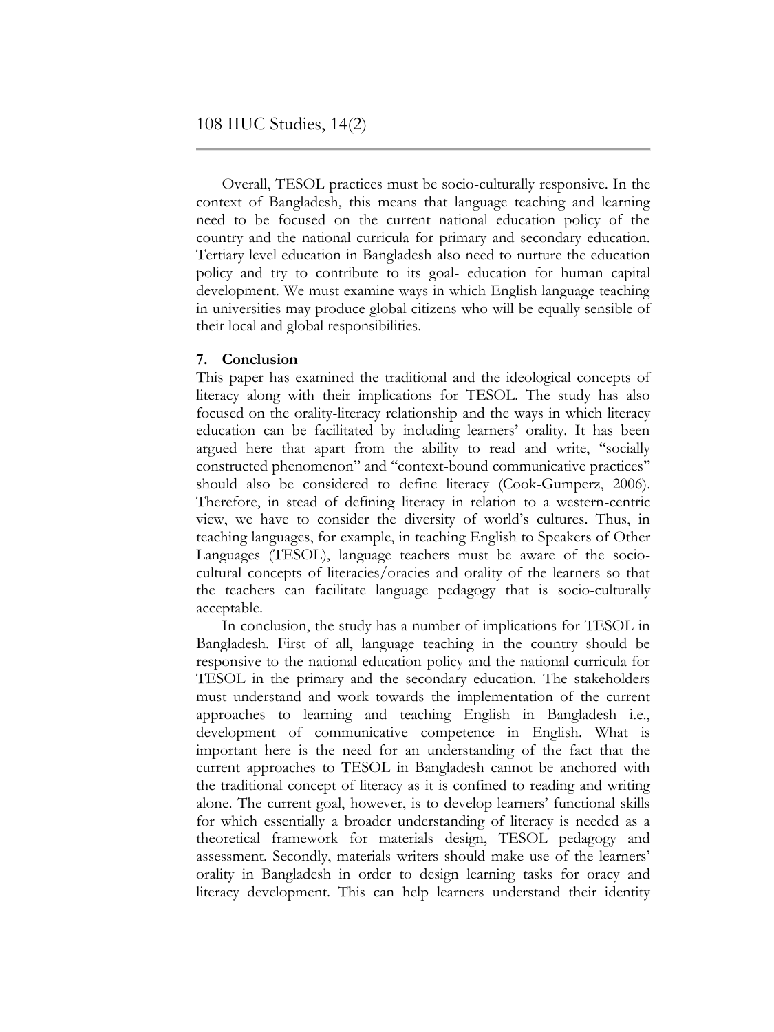Overall, TESOL practices must be socio-culturally responsive. In the context of Bangladesh, this means that language teaching and learning need to be focused on the current national education policy of the country and the national curricula for primary and secondary education. Tertiary level education in Bangladesh also need to nurture the education policy and try to contribute to its goal- education for human capital development. We must examine ways in which English language teaching in universities may produce global citizens who will be equally sensible of their local and global responsibilities.

## 7. Conclusion

This paper has examined the traditional and the ideological concepts of literacy along with their implications for TESOL. The study has also focused on the orality-literacy relationship and the ways in which literacy education can be facilitated by including learners' orality. It has been argued here that apart from the ability to read and write, "socially constructed phenomenon" and "context-bound communicative practices" should also be considered to define literacy (Cook-Gumperz, 2006). Therefore, in stead of defining literacy in relation to a western-centric view, we have to consider the diversity of world's cultures. Thus, in teaching languages, for example, in teaching English to Speakers of Other Languages (TESOL), language teachers must be aware of the socio-cultural concepts of literacies/oracies and orality of the learners so that the teachers can facilitate language pedagogy that is socio-culturally acceptable.

In conclusion, the study has a number of implications for TESOL in Bangladesh. First of all, language teaching in the country should be responsive to the national education policy and the national curricula for TESOL in the primary and the secondary education. The stakeholders must understand and work towards the implementation of the current approaches to learning and teaching English in Bangladesh i.e., development of communicative competence in English. What is important here is the need for an understanding of the fact that the current approaches to TESOL in Bangladesh cannot be anchored with the traditional concept of literacy as it is confined to reading and writing alone. The current goal, however, is to develop learners' functional skills for which essentially a broader understanding of literacy is needed as a theoretical framework for materials design, TESOL pedagogy and assessment. Secondly, materials writers should make use of the learners' orality in Bangladesh in order to design learning tasks for oracy and literacy development. This can help learners understand their identity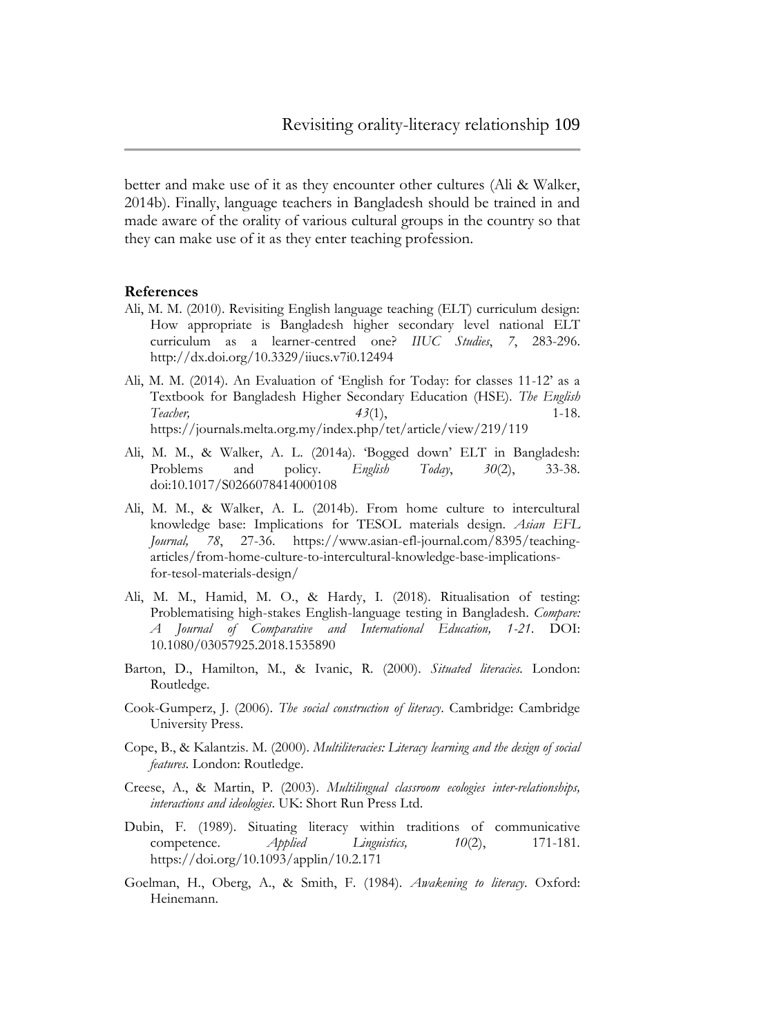better and make use of it as they encounter other cultures (Ali & Walker, 2014b). Finally, language teachers in Bangladesh should be trained in and made aware of the orality of various cultural groups in the country so that they can make use of it as they enter teaching profession.

## References

Ali, M. M. (2010). Revisiting English language teaching (ELT) curriculum design: How appropriate is Bangladesh higher secondary level national ELT curriculum as a learner-centred one? *IIUC Studies*, *7*, 283-296. http://dx.doi.org/10.3329/iiucs.v7i0.12494

Ali, M. M. (2014). An Evaluation of 'English for Today: for classes 11-12' as a Textbook for Bangladesh Higher Secondary Education (HSE). *The English Teacher,* *43*(1), 1-18. https://journals.melta.org.my/index.php/tet/article/view/219/119

Ali, M. M., & Walker, A. L. (2014a). 'Bogged down' ELT in Bangladesh: Problems and policy. *English Today*, *30*(2), 33-38. doi:10.1017/S0266078414000108

Ali, M. M., & Walker, A. L. (2014b). From home culture to intercultural knowledge base: Implications for TESOL materials design. *Asian EFL Journal,* *78*, 27-36. https://www.asian-efl-journal.com/8395/teaching-articles/from-home-culture-to-intercultural-knowledge-base-implications-for-tesol-materials-design/

Ali, M. M., Hamid, M. O., & Hardy, I. (2018). Ritualisation of testing: Problematising high-stakes English-language testing in Bangladesh. *Compare: A Journal of Comparative and International Education, 1-21*. DOI: 10.1080/03057925.2018.1535890

Barton, D., Hamilton, M., & Ivanic, R. (2000). *Situated literacies.* London: Routledge.

Cook-Gumperz, J. (2006). *The social construction of literacy*. Cambridge: Cambridge University Press.

Cope, B., & Kalantzis. M. (2000). *Multiliteracies: Literacy learning and the design of social features.* London: Routledge.

Creese, A., & Martin, P. (2003). *Multilingual classroom ecologies inter-relationships, interactions and ideologies*. UK: Short Run Press Ltd.

Dubin, F. (1989). Situating literacy within traditions of communicative competence. *Applied Linguistics,* *10*(2), 171-181. https://doi.org/10.1093/applin/10.2.171

Goelman, H., Oberg, A., & Smith, F. (1984). *Awakening to literacy*. Oxford: Heinemann.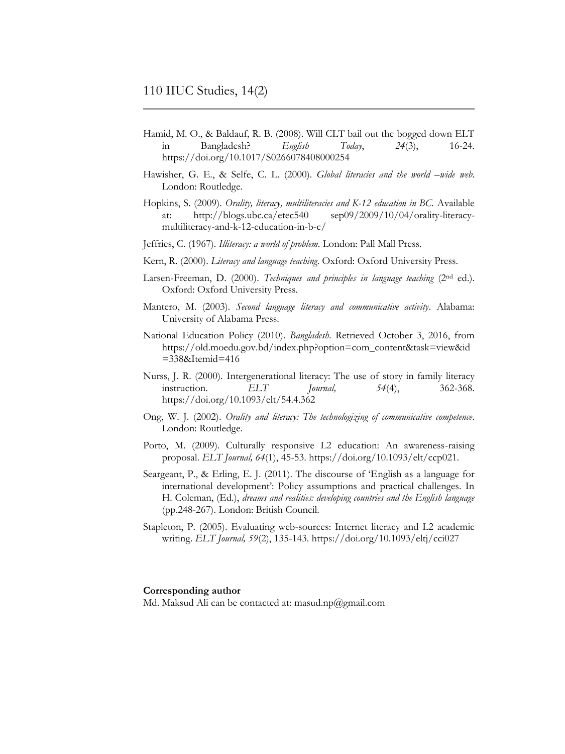Hamid, M. O., & Baldauf, R. B. (2008). Will CLT bail out the bogged down ELT in Bangladesh? *English Today*, *24*(3), 16-24. https://doi.org/10.1017/S0266078408000254

Hawisher, G. E., & Selfe, C. L. (2000). *Global literacies and the world –wide web*. London: Routledge.

Hopkins, S. (2009). *Orality, literacy, multiliteracies and K-12 education in BC.* Available at: http://blogs.ubc.ca/etec540 sep09/2009/10/04/orality-literacy-multiliteracy-and-k-12-education-in-b-c/

Jeffries, C. (1967). *Illiteracy: a world of problem*. London: Pall Mall Press.

Kern, R. (2000). *Literacy and language teaching*. Oxford: Oxford University Press.

Larsen-Freeman, D. (2000). *Techniques and principles in language teaching* (2nd ed.). Oxford: Oxford University Press.

Mantero, M. (2003). *Second language literacy and communicative activity*. Alabama: University of Alabama Press.

National Education Policy (2010). *Bangladesh*. Retrieved October 3, 2016, from https://old.moedu.gov.bd/index.php?option=com_content&task=view&id=338&Itemid=416

Nurss, J. R. (2000). Intergenerational literacy: The use of story in family literacy instruction. *ELT Journal,* *54*(4), 362-368. https://doi.org/10.1093/elt/54.4.362

Ong, W. J. (2002). *Orality and literacy: The technologizing of communicative competence*. London: Routledge.

Porto, M. (2009). Culturally responsive L2 education: An awareness-raising proposal. *ELT Journal, 64*(1), 45-53. https://doi.org/10.1093/elt/ccp021.

Seargeant, P., & Erling, E. J. (2011). The discourse of 'English as a language for international development': Policy assumptions and practical challenges. In H. Coleman, (Ed.), *dreams and realities: developing countries and the English language* (pp.248-267). London: British Council.

Stapleton, P. (2005). Evaluating web-sources: Internet literacy and L2 academic writing. *ELT Journal, 59*(2), 135-143. https://doi.org/10.1093/eltj/cci027

**Corresponding author**

Md. Maksud Ali can be contacted at: masud.np@gmail.com